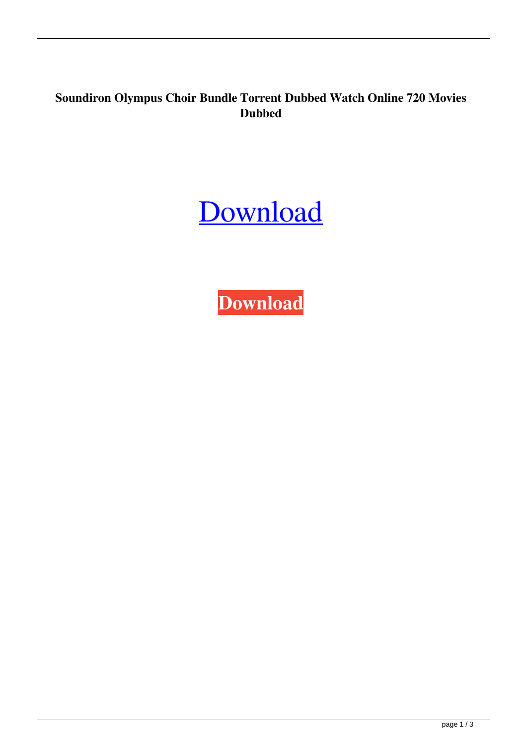**Soundiron Olympus Choir Bundle Torrent Dubbed Watch Online 720 Movies Dubbed**

Download

**Download**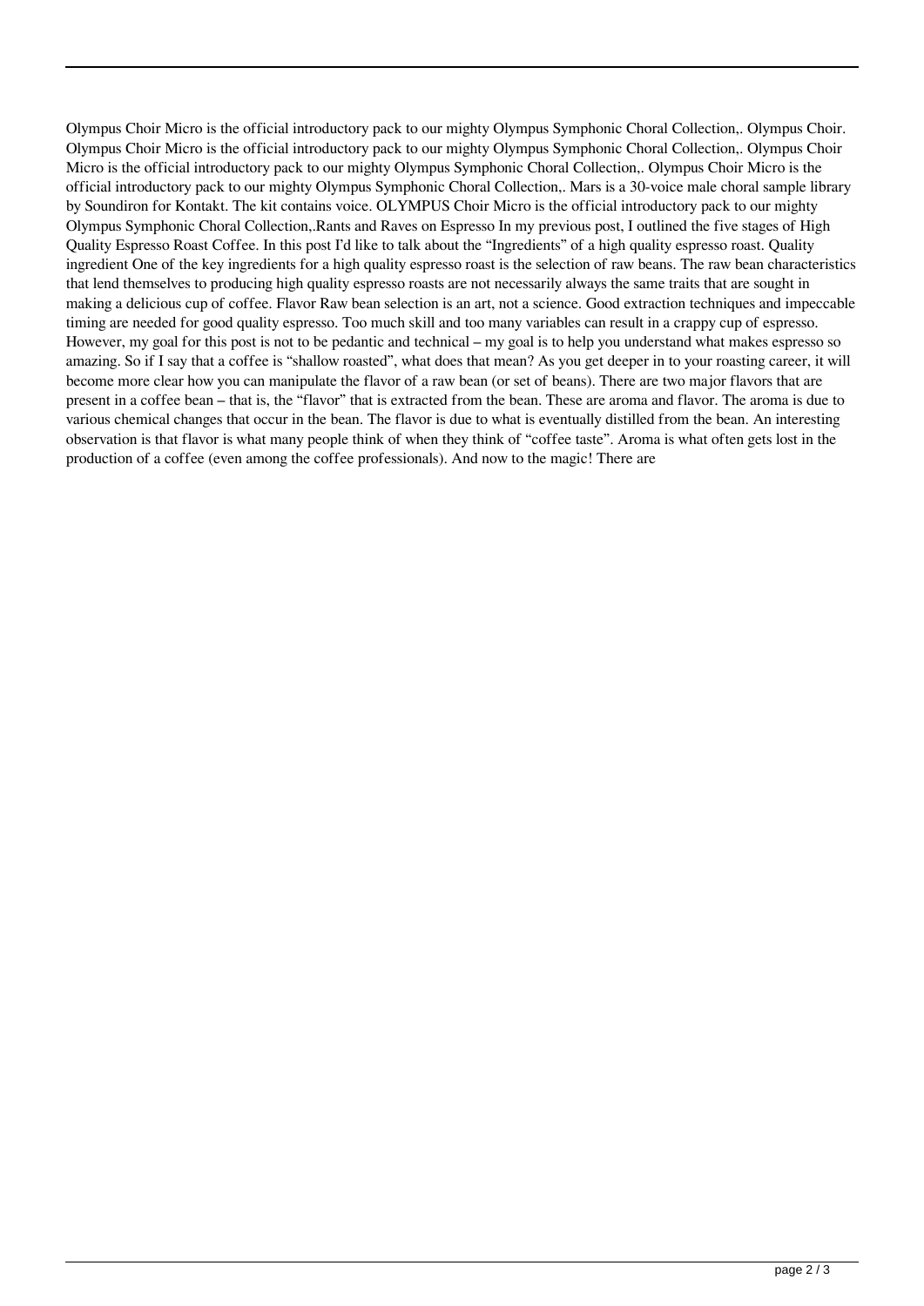Olympus Choir Micro is the official introductory pack to our mighty Olympus Symphonic Choral Collection,. Olympus Choir. Olympus Choir Micro is the official introductory pack to our mighty Olympus Symphonic Choral Collection,. Olympus Choir Micro is the official introductory pack to our mighty Olympus Symphonic Choral Collection,. Olympus Choir Micro is the official introductory pack to our mighty Olympus Symphonic Choral Collection,. Mars is a 30-voice male choral sample library by Soundiron for Kontakt. The kit contains voice. OLYMPUS Choir Micro is the official introductory pack to our mighty Olympus Symphonic Choral Collection,.Rants and Raves on Espresso In my previous post, I outlined the five stages of High Quality Espresso Roast Coffee. In this post I'd like to talk about the "Ingredients" of a high quality espresso roast. Quality ingredient One of the key ingredients for a high quality espresso roast is the selection of raw beans. The raw bean characteristics that lend themselves to producing high quality espresso roasts are not necessarily always the same traits that are sought in making a delicious cup of coffee. Flavor Raw bean selection is an art, not a science. Good extraction techniques and impeccable timing are needed for good quality espresso. Too much skill and too many variables can result in a crappy cup of espresso. However, my goal for this post is not to be pedantic and technical – my goal is to help you understand what makes espresso so amazing. So if I say that a coffee is "shallow roasted", what does that mean? As you get deeper in to your roasting career, it will become more clear how you can manipulate the flavor of a raw bean (or set of beans). There are two major flavors that are present in a coffee bean – that is, the "flavor" that is extracted from the bean. These are aroma and flavor. The aroma is due to various chemical changes that occur in the bean. The flavor is due to what is eventually distilled from the bean. An interesting observation is that flavor is what many people think of when they think of "coffee taste". Aroma is what often gets lost in the production of a coffee (even among the coffee professionals). And now to the magic! There are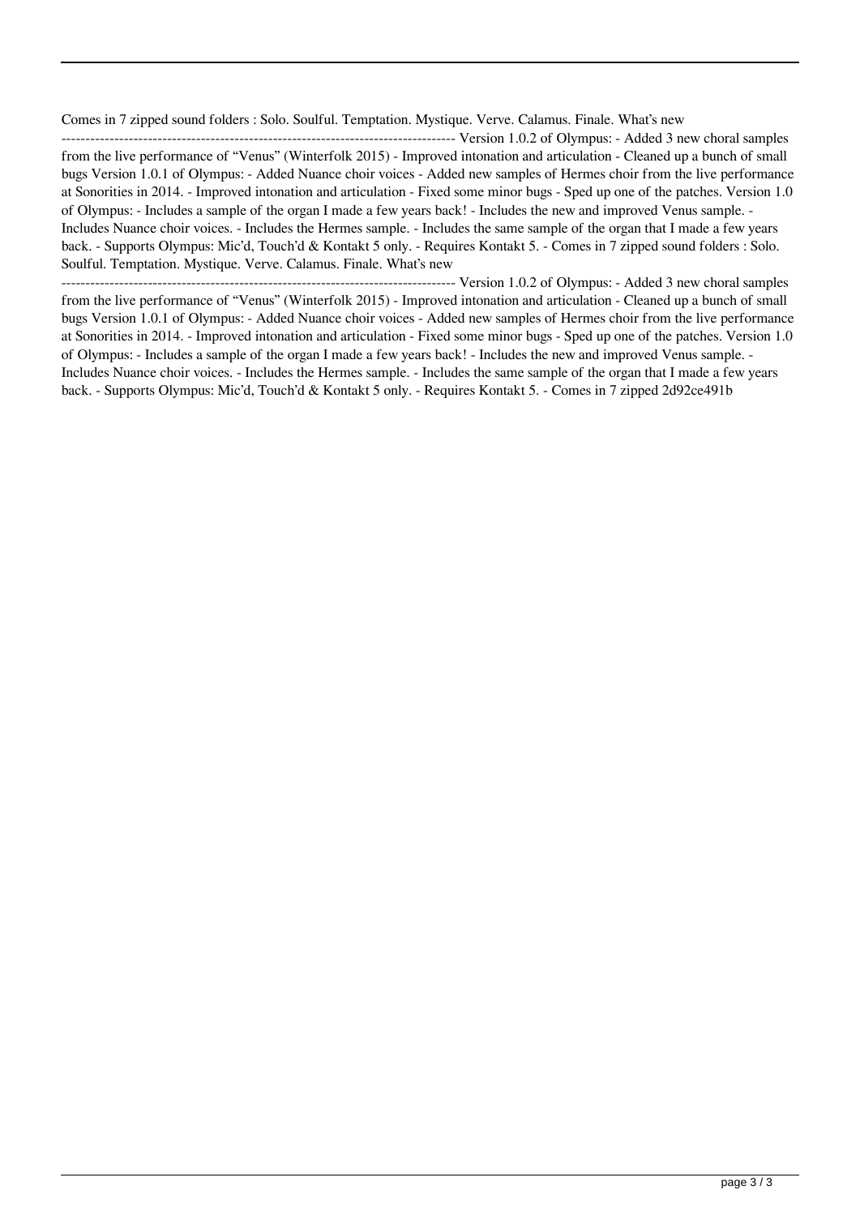Comes in 7 zipped sound folders : Solo. Soulful. Temptation. Mystique. Verve. Calamus. Finale. What's new ---------------------------------------------------------------------------------- Version 1.0.2 of Olympus: - Added 3 new choral samples from the live performance of "Venus" (Winterfolk 2015) - Improved intonation and articulation - Cleaned up a bunch of small bugs Version 1.0.1 of Olympus: - Added Nuance choir voices - Added new samples of Hermes choir from the live performance at Sonorities in 2014. - Improved intonation and articulation - Fixed some minor bugs - Sped up one of the patches. Version 1.0 of Olympus: - Includes a sample of the organ I made a few years back! - Includes the new and improved Venus sample. - Includes Nuance choir voices. - Includes the Hermes sample. - Includes the same sample of the organ that I made a few years back. - Supports Olympus: Mic'd, Touch'd & Kontakt 5 only. - Requires Kontakt 5. - Comes in 7 zipped sound folders : Solo. Soulful. Temptation. Mystique. Verve. Calamus. Finale. What's new ---------------------------------------------------------------------------------- Version 1.0.2 of Olympus: - Added 3 new choral samples from the live performance of "Venus" (Winterfolk 2015) - Improved intonation and articulation - Cleaned up a bunch of small bugs Version 1.0.1 of Olympus: - Added Nuance choir voices - Added new samples of Hermes choir from the live performance at Sonorities in 2014. - Improved intonation and articulation - Fixed some minor bugs - Sped up one of the patches. Version 1.0 of Olympus: - Includes a sample of the organ I made a few years back! - Includes the new and improved Venus sample. - Includes Nuance choir voices. - Includes the Hermes sample. - Includes the same sample of the organ that I made a few years back. - Supports Olympus: Mic'd, Touch'd & Kontakt 5 only. - Requires Kontakt 5. - Comes in 7 zipped 2d92ce491b